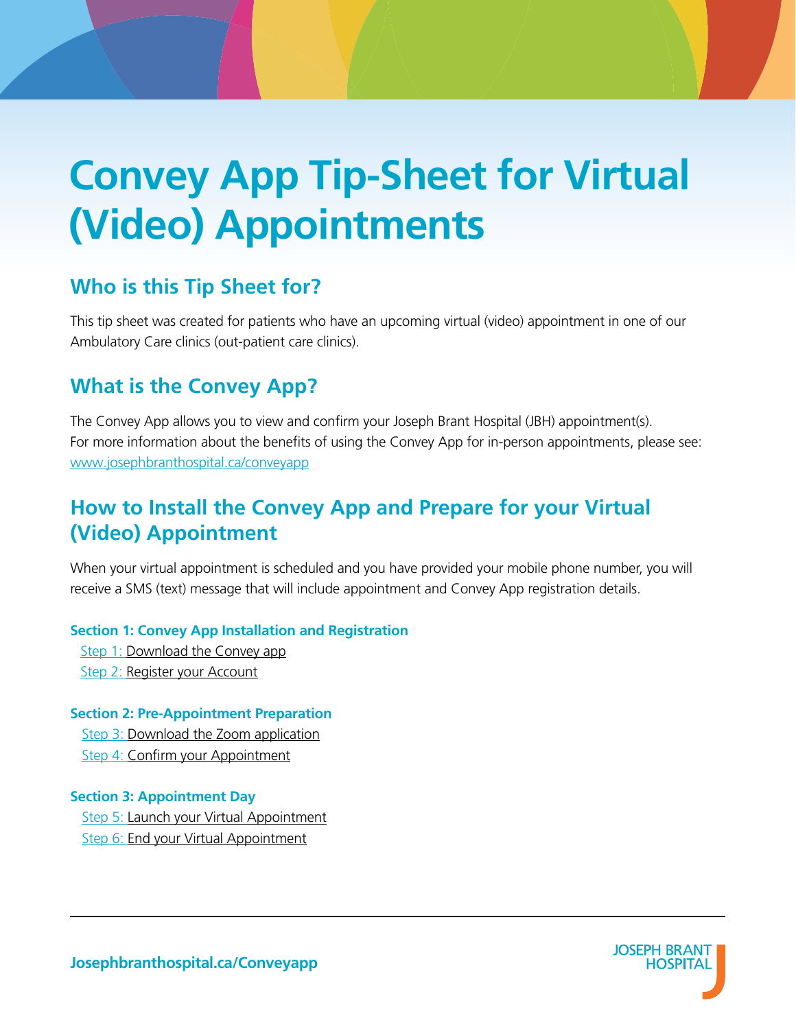# Convey App Tip-Sheet for Virtual (Video) Appointments

## Who is this Tip Sheet for?

This tip sheet was created for patients who have an upcoming virtual (video) appointment in one of our Ambulatory Care clinics (out-patient care clinics).

## What is the Convey App?

The Convey App allows you to view and confirm your Joseph Brant Hospital (JBH) appointment(s). For more information about the benefits of using the Convey App for in-person appointments, please see: www.josephbranthospital.ca/conveyapp

## How to Install the Convey App and Prepare for your Virtual (Video) Appointment

When your virtual appointment is scheduled and you have provided your mobile phone number, you will receive a SMS (text) message that will include appointment and Convey App registration details.

**Section 1: Convey App Installation and Registration**

- Step 1: Download the Convey app
- Step 2: Register your Account

**Section 2: Pre-Appointment Preparation**

- Step 3: Download the Zoom application
- Step 4: Confirm your Appointment

**Section 3: Appointment Day**

- Step 5: Launch your Virtual Appointment
- Step 6: End your Virtual Appointment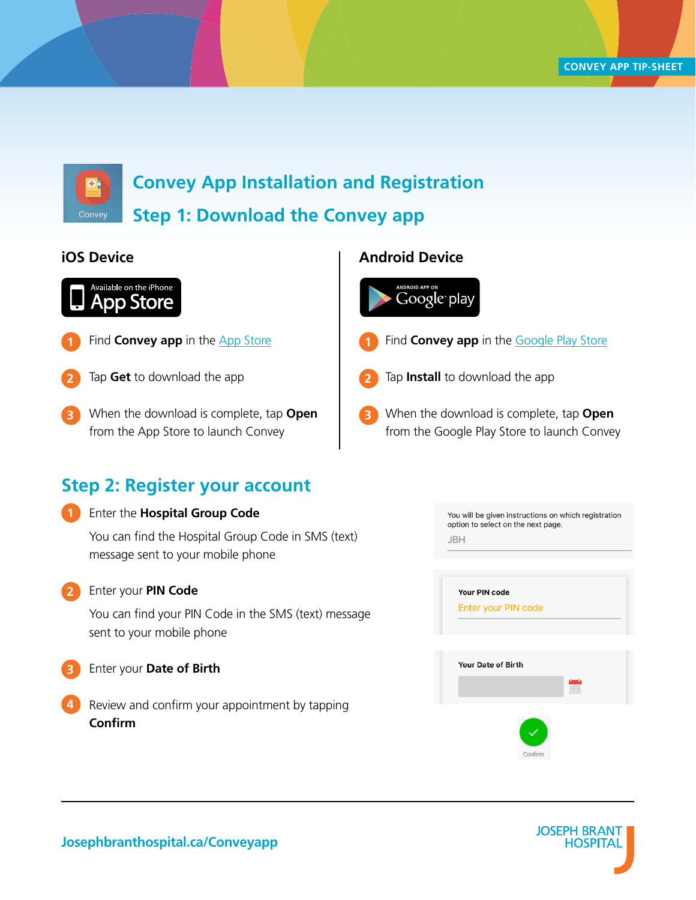CONVEY APP TIP-SHEET

# Convey App Installation and Registration

## Step 1: Download the Convey app

### iOS Device

Available on the iPhone App Store

1. Find **Convey app** in the App Store
2. Tap **Get** to download the app
3. When the download is complete, tap **Open** from the App Store to launch Convey

### Android Device

Android App on Google play

1. Find **Convey app** in the Google Play Store
2. Tap **Install** to download the app
3. When the download is complete, tap **Open** from the Google Play Store to launch Convey

## Step 2: Register your account

1. Enter the **Hospital Group Code**

   You can find the Hospital Group Code in SMS (text) message sent to your mobile phone

2. Enter your **PIN Code**

   You can find your PIN Code in the SMS (text) message sent to your mobile phone

3. Enter your **Date of Birth**
4. Review and confirm your appointment by tapping **Confirm**

You will be given instructions on which registration option to select on the next page.

JBH

Your PIN code

Enter your PIN code

Your Date of Birth

Confirm

Josephbranthospital.ca/Conveyapp

JOSEPH BRANT HOSPITAL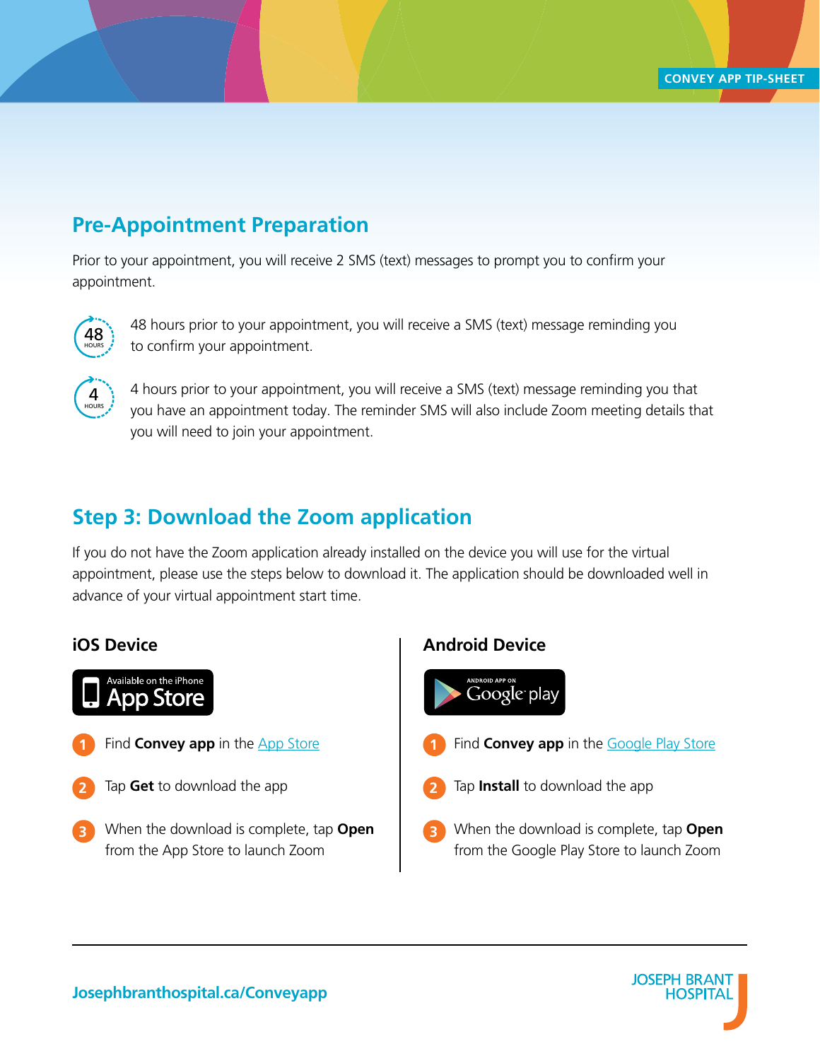## Pre-Appointment Preparation

Prior to your appointment, you will receive 2 SMS (text) messages to prompt you to confirm your appointment.

48 hours prior to your appointment, you will receive a SMS (text) message reminding you to confirm your appointment.

4 hours prior to your appointment, you will receive a SMS (text) message reminding you that you have an appointment today. The reminder SMS will also include Zoom meeting details that you will need to join your appointment.

## Step 3: Download the Zoom application

If you do not have the Zoom application already installed on the device you will use for the virtual appointment, please use the steps below to download it. The application should be downloaded well in advance of your virtual appointment start time.

### iOS Device

1. Find **Convey app** in the App Store
2. Tap **Get** to download the app
3. When the download is complete, tap **Open** from the App Store to launch Zoom

### Android Device

1. Find **Convey app** in the Google Play Store
2. Tap **Install** to download the app
3. When the download is complete, tap **Open** from the Google Play Store to launch Zoom

Josephbranthospital.ca/Conveyapp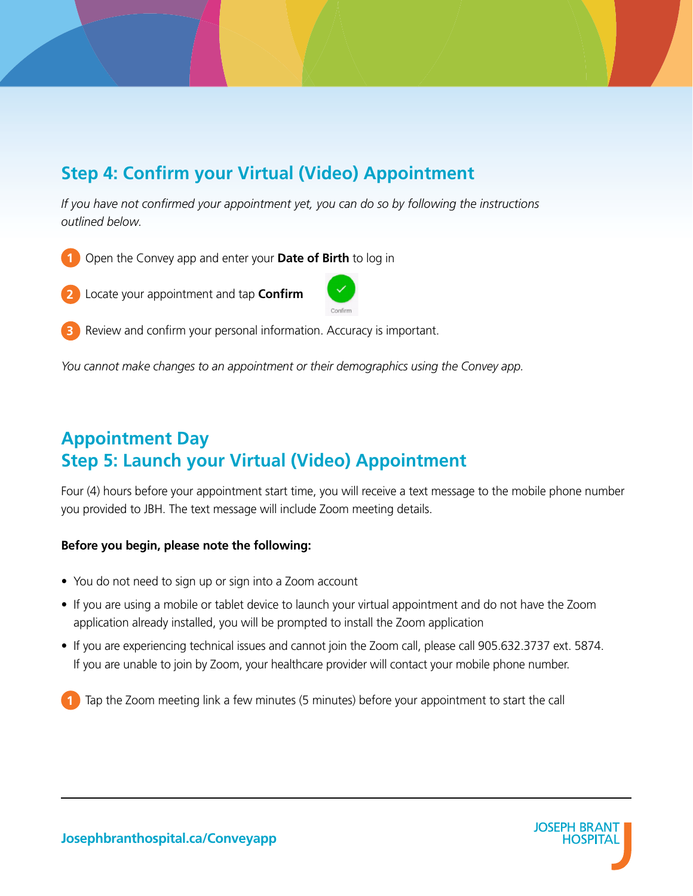## Step 4: Confirm your Virtual (Video) Appointment

*If you have not confirmed your appointment yet, you can do so by following the instructions outlined below.*

1. Open the Convey app and enter your **Date of Birth** to log in
2. Locate your appointment and tap **Confirm**
3. Review and confirm your personal information. Accuracy is important.

*You cannot make changes to an appointment or their demographics using the Convey app.*

## Appointment Day
## Step 5: Launch your Virtual (Video) Appointment

Four (4) hours before your appointment start time, you will receive a text message to the mobile phone number you provided to JBH. The text message will include Zoom meeting details.

**Before you begin, please note the following:**

- You do not need to sign up or sign into a Zoom account
- If you are using a mobile or tablet device to launch your virtual appointment and do not have the Zoom application already installed, you will be prompted to install the Zoom application
- If you are experiencing technical issues and cannot join the Zoom call, please call 905.632.3737 ext. 5874. If you are unable to join by Zoom, your healthcare provider will contact your mobile phone number.

1. Tap the Zoom meeting link a few minutes (5 minutes) before your appointment to start the call

**Josephbranthospital.ca/Conveyapp**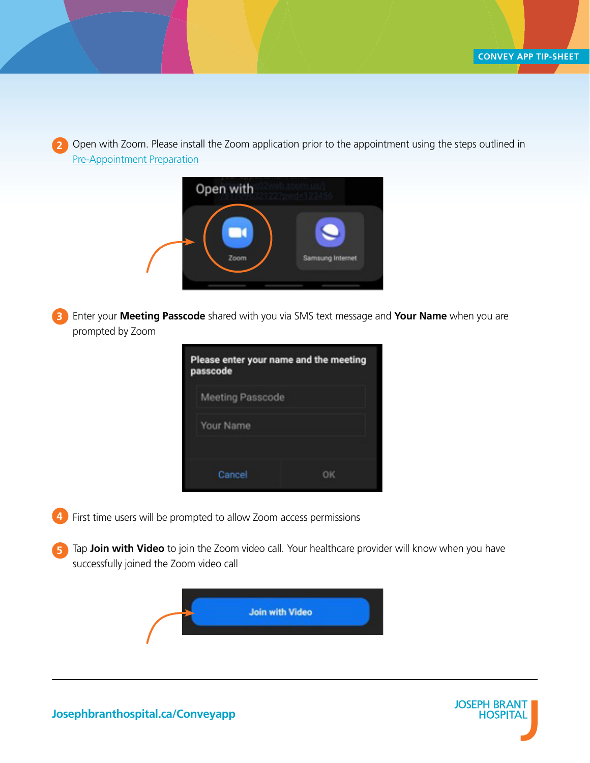2. Open with Zoom. Please install the Zoom application prior to the appointment using the steps outlined in Pre-Appointment Preparation

3. Enter your **Meeting Passcode** shared with you via SMS text message and **Your Name** when you are prompted by Zoom

4. First time users will be prompted to allow Zoom access permissions

5. Tap **Join with Video** to join the Zoom video call. Your healthcare provider will know when you have successfully joined the Zoom video call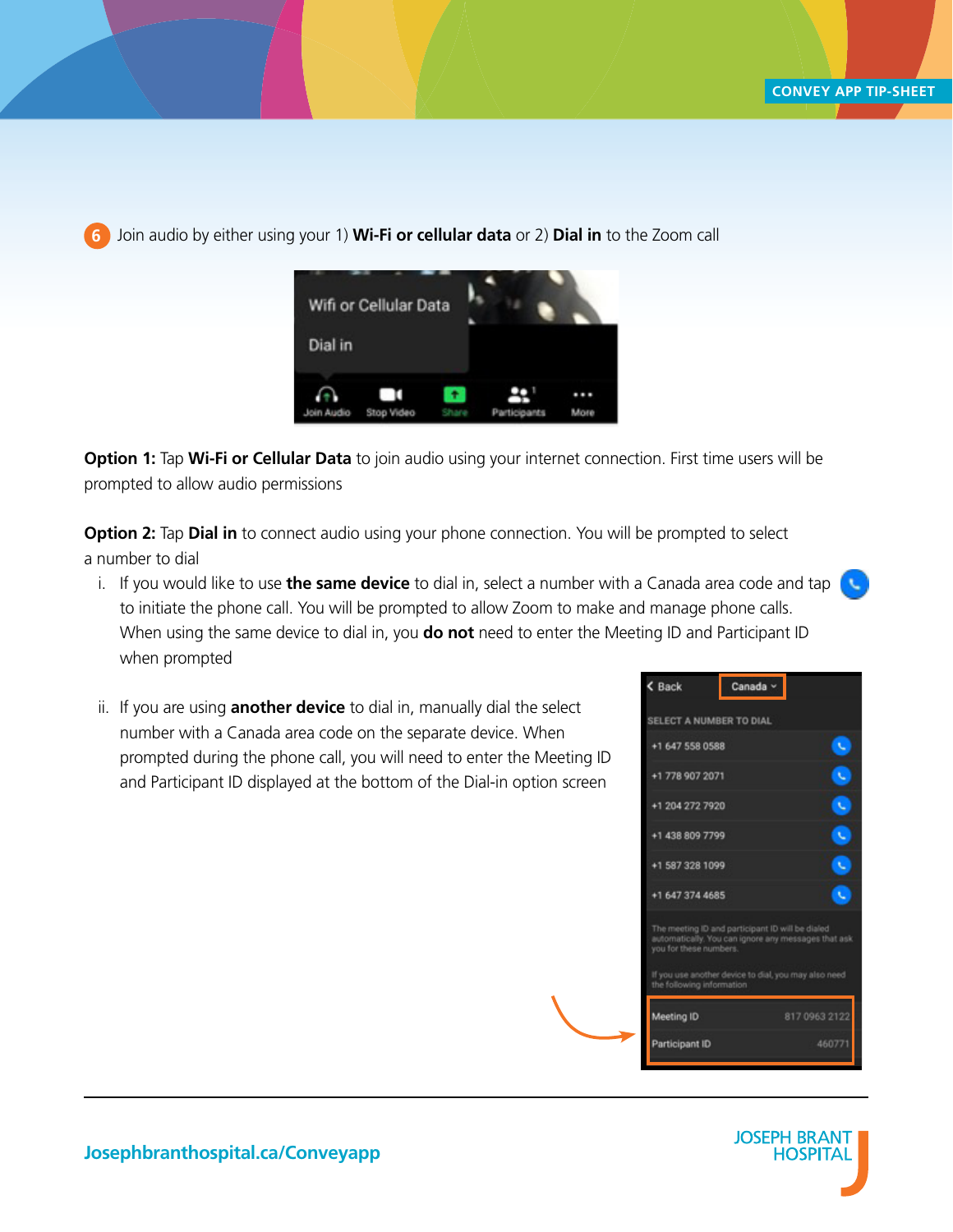6 Join audio by either using your 1) **Wi-Fi or cellular data** or 2) **Dial in** to the Zoom call

**Option 1:** Tap **Wi-Fi or Cellular Data** to join audio using your internet connection. First time users will be prompted to allow audio permissions

**Option 2:** Tap **Dial in** to connect audio using your phone connection. You will be prompted to select a number to dial

i. If you would like to use **the same device** to dial in, select a number with a Canada area code and tap to initiate the phone call. You will be prompted to allow Zoom to make and manage phone calls. When using the same device to dial in, you **do not** need to enter the Meeting ID and Participant ID when prompted

ii. If you are using **another device** to dial in, manually dial the select number with a Canada area code on the separate device. When prompted during the phone call, you will need to enter the Meeting ID and Participant ID displayed at the bottom of the Dial-in option screen

Josephbranthospital.ca/Conveyapp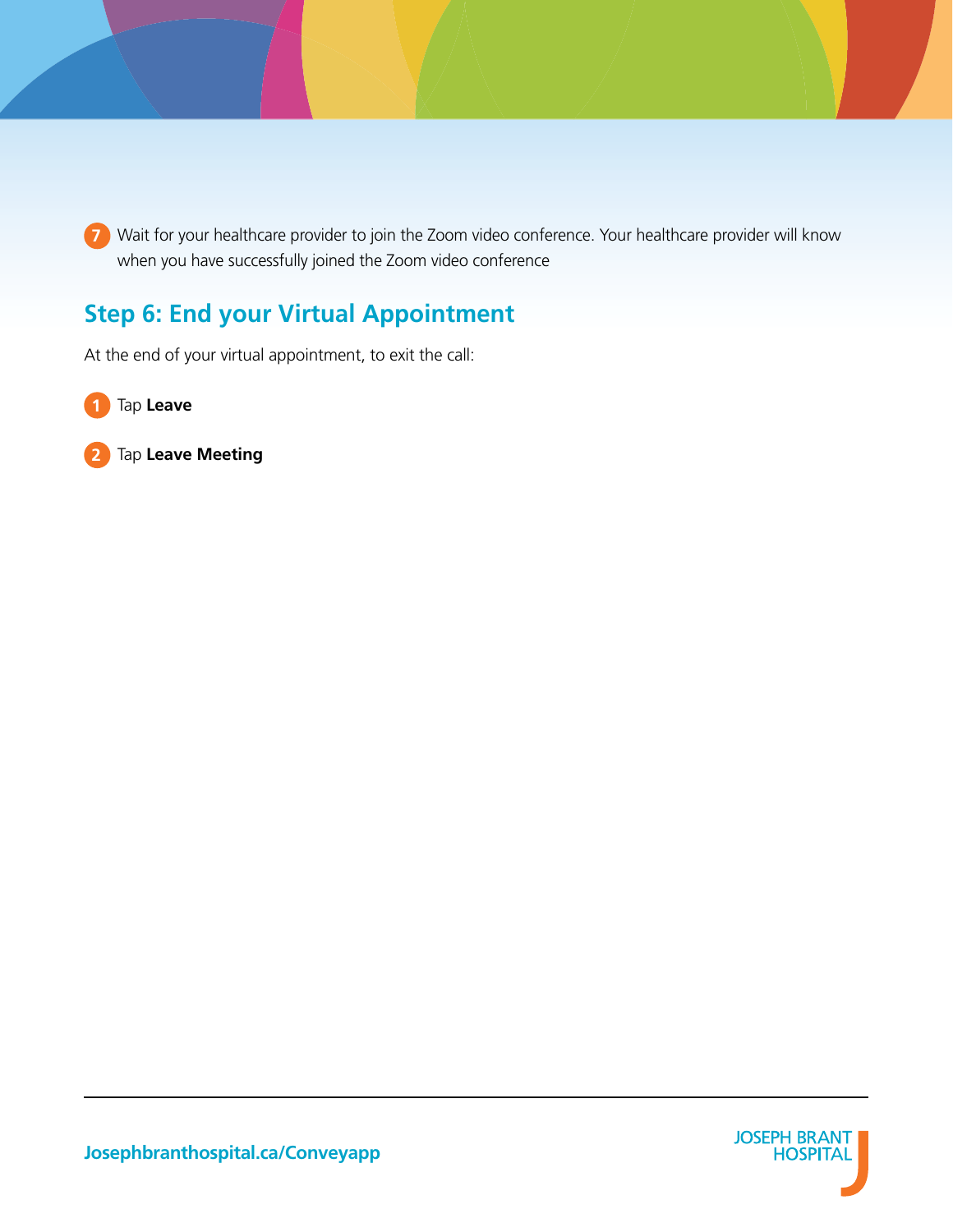7. Wait for your healthcare provider to join the Zoom video conference. Your healthcare provider will know when you have successfully joined the Zoom video conference

## Step 6: End your Virtual Appointment

At the end of your virtual appointment, to exit the call:

1. Tap **Leave**
2. Tap **Leave Meeting**

Josephbranthospital.ca/Conveyapp

JOSEPH BRANT HOSPITAL